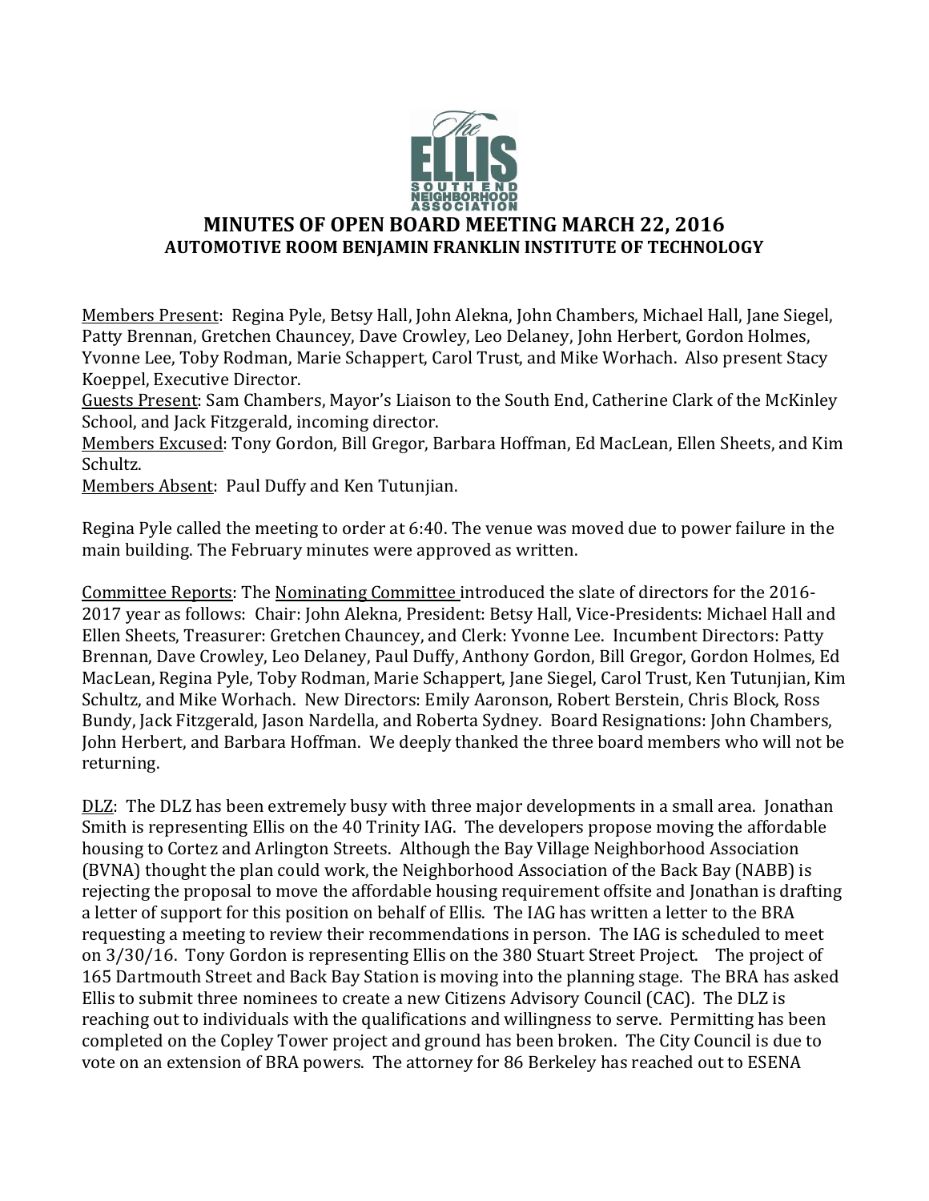# MINUTES OF OPEN BOARD MEETING MARCH 22, 2016

## AUTOMOTIVE ROOM BENJAMIN FRANKLIN INSTITUTE OF TECHNOLOGY

Members Present: Regina Pyle, Betsy Hall, John Alekna, John Chambers, Michael Hall, Jane Siegel, Patty Brennan, Gretchen Chauncey, Dave Crowley, Leo Delaney, John Herbert, Gordon Holmes, Yvonne Lee, Toby Rodman, Marie Schappert, Carol Trust, and Mike Worhach. Also present Stacy Koeppel, Executive Director.

Guests Present: Sam Chambers, Mayor's Liaison to the South End, Catherine Clark of the McKinley School, and Jack Fitzgerald, incoming director.

Members Excused: Tony Gordon, Bill Gregor, Barbara Hoffman, Ed MacLean, Ellen Sheets, and Kim Schultz.

Members Absent: Paul Duffy and Ken Tutunjian.

Regina Pyle called the meeting to order at 6:40. The venue was moved due to power failure in the main building. The February minutes were approved as written.

Committee Reports: The Nominating Committee introduced the slate of directors for the 2016-2017 year as follows: Chair: John Alekna, President: Betsy Hall, Vice-Presidents: Michael Hall and Ellen Sheets, Treasurer: Gretchen Chauncey, and Clerk: Yvonne Lee. Incumbent Directors: Patty Brennan, Dave Crowley, Leo Delaney, Paul Duffy, Anthony Gordon, Bill Gregor, Gordon Holmes, Ed MacLean, Regina Pyle, Toby Rodman, Marie Schappert, Jane Siegel, Carol Trust, Ken Tutunjian, Kim Schultz, and Mike Worhach. New Directors: Emily Aaronson, Robert Berstein, Chris Block, Ross Bundy, Jack Fitzgerald, Jason Nardella, and Roberta Sydney. Board Resignations: John Chambers, John Herbert, and Barbara Hoffman. We deeply thanked the three board members who will not be returning.

DLZ: The DLZ has been extremely busy with three major developments in a small area. Jonathan Smith is representing Ellis on the 40 Trinity IAG. The developers propose moving the affordable housing to Cortez and Arlington Streets. Although the Bay Village Neighborhood Association (BVNA) thought the plan could work, the Neighborhood Association of the Back Bay (NABB) is rejecting the proposal to move the affordable housing requirement offsite and Jonathan is drafting a letter of support for this position on behalf of Ellis. The IAG has written a letter to the BRA requesting a meeting to review their recommendations in person. The IAG is scheduled to meet on 3/30/16. Tony Gordon is representing Ellis on the 380 Stuart Street Project. The project of 165 Dartmouth Street and Back Bay Station is moving into the planning stage. The BRA has asked Ellis to submit three nominees to create a new Citizens Advisory Council (CAC). The DLZ is reaching out to individuals with the qualifications and willingness to serve. Permitting has been completed on the Copley Tower project and ground has been broken. The City Council is due to vote on an extension of BRA powers. The attorney for 86 Berkeley has reached out to ESENA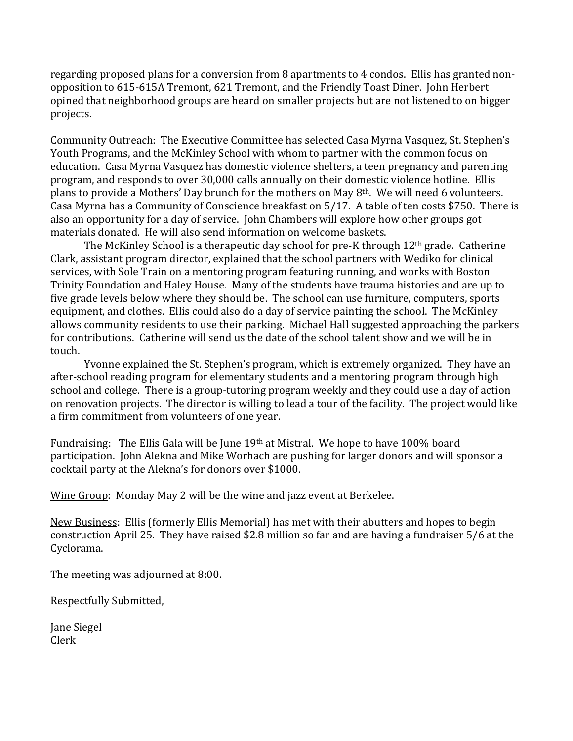regarding proposed plans for a conversion from 8 apartments to 4 condos. Ellis has granted non-opposition to 615-615A Tremont, 621 Tremont, and the Friendly Toast Diner. John Herbert opined that neighborhood groups are heard on smaller projects but are not listened to on bigger projects.

Community Outreach: The Executive Committee has selected Casa Myrna Vasquez, St. Stephen's Youth Programs, and the McKinley School with whom to partner with the common focus on education. Casa Myrna Vasquez has domestic violence shelters, a teen pregnancy and parenting program, and responds to over 30,000 calls annually on their domestic violence hotline. Ellis plans to provide a Mothers' Day brunch for the mothers on May 8th. We will need 6 volunteers. Casa Myrna has a Community of Conscience breakfast on 5/17. A table of ten costs $750. There is also an opportunity for a day of service. John Chambers will explore how other groups got materials donated. He will also send information on welcome baskets.

The McKinley School is a therapeutic day school for pre-K through 12th grade. Catherine Clark, assistant program director, explained that the school partners with Wediko for clinical services, with Sole Train on a mentoring program featuring running, and works with Boston Trinity Foundation and Haley House. Many of the students have trauma histories and are up to five grade levels below where they should be. The school can use furniture, computers, sports equipment, and clothes. Ellis could also do a day of service painting the school. The McKinley allows community residents to use their parking. Michael Hall suggested approaching the parkers for contributions. Catherine will send us the date of the school talent show and we will be in touch.

Yvonne explained the St. Stephen's program, which is extremely organized. They have an after-school reading program for elementary students and a mentoring program through high school and college. There is a group-tutoring program weekly and they could use a day of action on renovation projects. The director is willing to lead a tour of the facility. The project would like a firm commitment from volunteers of one year.

Fundraising: The Ellis Gala will be June 19th at Mistral. We hope to have 100% board participation. John Alekna and Mike Worhach are pushing for larger donors and will sponsor a cocktail party at the Alekna's for donors over $1000.

Wine Group: Monday May 2 will be the wine and jazz event at Berkelee.

New Business: Ellis (formerly Ellis Memorial) has met with their abutters and hopes to begin construction April 25. They have raised $2.8 million so far and are having a fundraiser 5/6 at the Cyclorama.

The meeting was adjourned at 8:00.

Respectfully Submitted,

Jane Siegel
Clerk